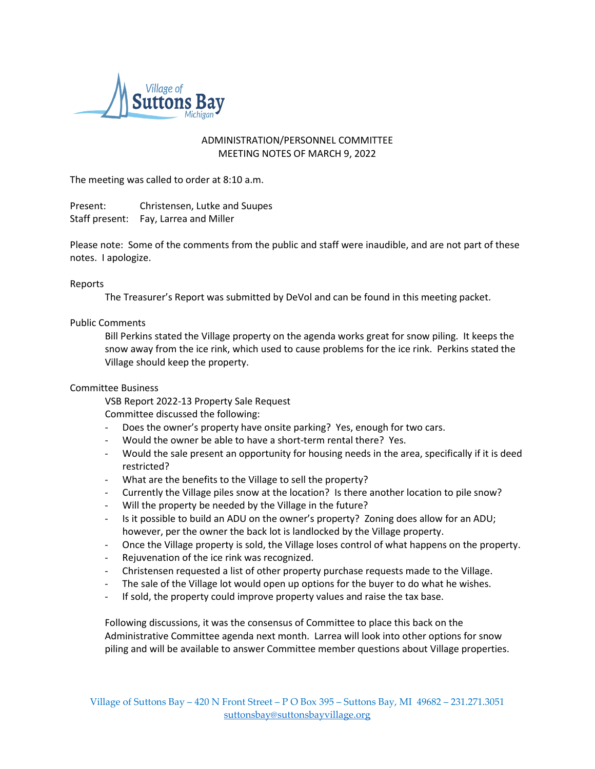Village of Suttons Bay Michigan

# ADMINISTRATION/PERSONNEL COMMITTEE
## MEETING NOTES OF MARCH 9, 2022

The meeting was called to order at 8:10 a.m.

Present: Christensen, Lutke and Suupes
Staff present: Fay, Larrea and Miller

Please note: Some of the comments from the public and staff were inaudible, and are not part of these notes. I apologize.

Reports

The Treasurer's Report was submitted by DeVol and can be found in this meeting packet.

Public Comments

Bill Perkins stated the Village property on the agenda works great for snow piling. It keeps the snow away from the ice rink, which used to cause problems for the ice rink. Perkins stated the Village should keep the property.

Committee Business

VSB Report 2022-13 Property Sale Request
Committee discussed the following:

- Does the owner's property have onsite parking? Yes, enough for two cars.
- Would the owner be able to have a short-term rental there? Yes.
- Would the sale present an opportunity for housing needs in the area, specifically if it is deed restricted?
- What are the benefits to the Village to sell the property?
- Currently the Village piles snow at the location? Is there another location to pile snow?
- Will the property be needed by the Village in the future?
- Is it possible to build an ADU on the owner's property? Zoning does allow for an ADU; however, per the owner the back lot is landlocked by the Village property.
- Once the Village property is sold, the Village loses control of what happens on the property.
- Rejuvenation of the ice rink was recognized.
- Christensen requested a list of other property purchase requests made to the Village.
- The sale of the Village lot would open up options for the buyer to do what he wishes.
- If sold, the property could improve property values and raise the tax base.

Following discussions, it was the consensus of Committee to place this back on the Administrative Committee agenda next month. Larrea will look into other options for snow piling and will be available to answer Committee member questions about Village properties.

Village of Suttons Bay – 420 N Front Street – P O Box 395 – Suttons Bay, MI 49682 – 231.271.3051
suttonsbay@suttonsbayvillage.org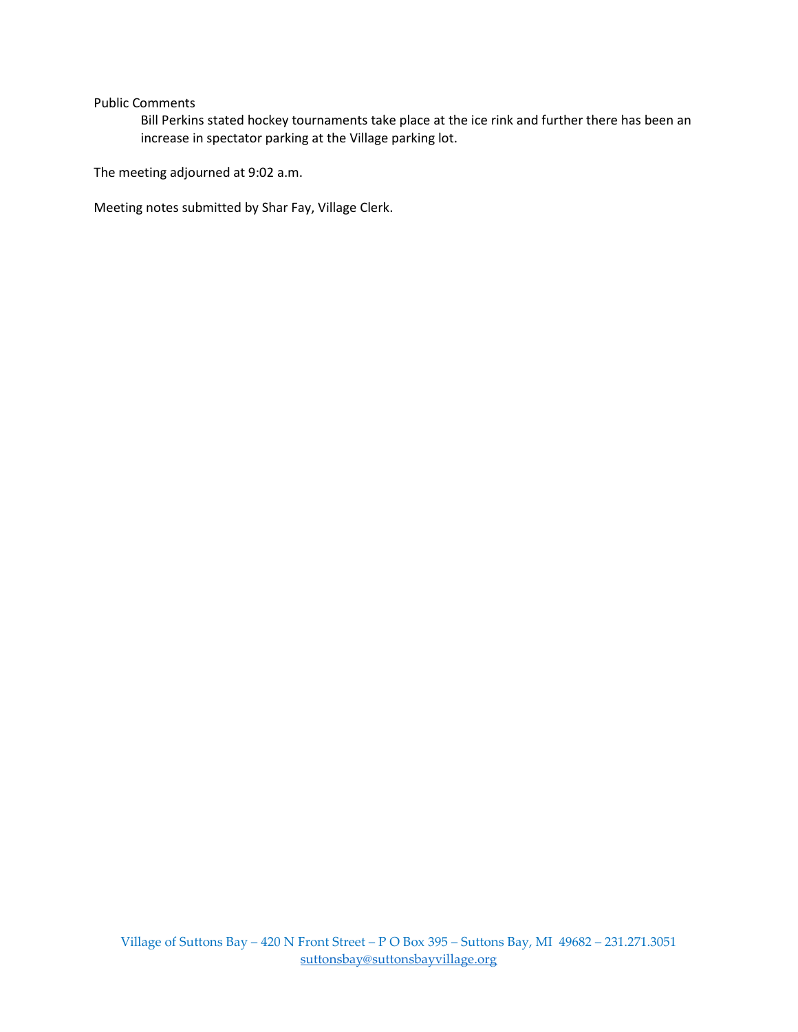Public Comments

Bill Perkins stated hockey tournaments take place at the ice rink and further there has been an increase in spectator parking at the Village parking lot.

The meeting adjourned at 9:02 a.m.

Meeting notes submitted by Shar Fay, Village Clerk.